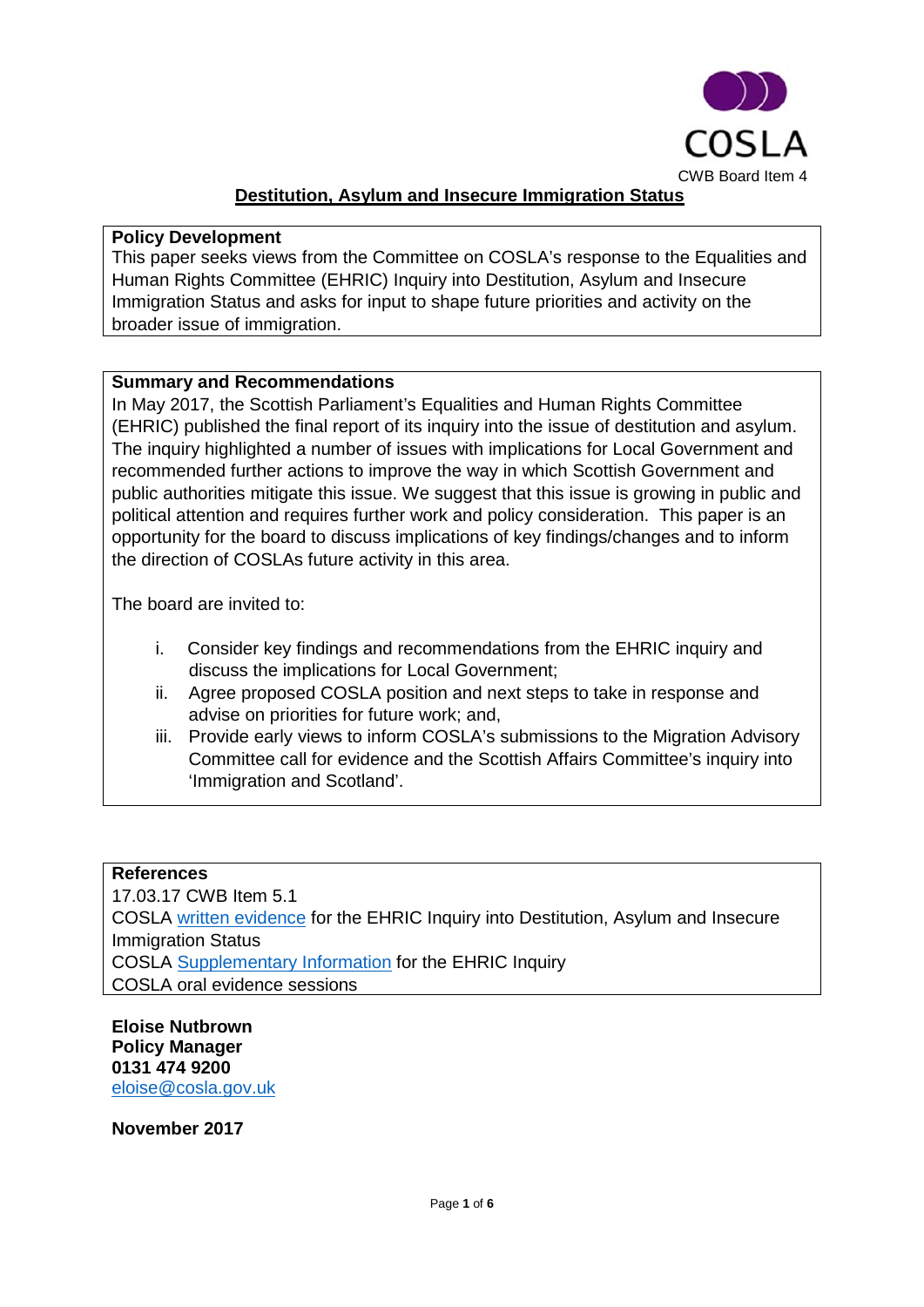COSLA

CWB Board Item 4

# Destitution, Asylum and Insecure Immigration Status

**Policy Development**

This paper seeks views from the Committee on COSLA's response to the Equalities and Human Rights Committee (EHRIC) Inquiry into Destitution, Asylum and Insecure Immigration Status and asks for input to shape future priorities and activity on the broader issue of immigration.

**Summary and Recommendations**

In May 2017, the Scottish Parliament's Equalities and Human Rights Committee (EHRIC) published the final report of its inquiry into the issue of destitution and asylum. The inquiry highlighted a number of issues with implications for Local Government and recommended further actions to improve the way in which Scottish Government and public authorities mitigate this issue. We suggest that this issue is growing in public and political attention and requires further work and policy consideration. This paper is an opportunity for the board to discuss implications of key findings/changes and to inform the direction of COSLAs future activity in this area.

The board are invited to:

i. Consider key findings and recommendations from the EHRIC inquiry and discuss the implications for Local Government;
ii. Agree proposed COSLA position and next steps to take in response and advise on priorities for future work; and,
iii. Provide early views to inform COSLA's submissions to the Migration Advisory Committee call for evidence and the Scottish Affairs Committee's inquiry into 'Immigration and Scotland'.

**References**

17.03.17 CWB Item 5.1

COSLA written evidence for the EHRIC Inquiry into Destitution, Asylum and Insecure Immigration Status

COSLA Supplementary Information for the EHRIC Inquiry

COSLA oral evidence sessions

**Eloise Nutbrown**
**Policy Manager**
**0131 474 9200**
eloise@cosla.gov.uk

**November 2017**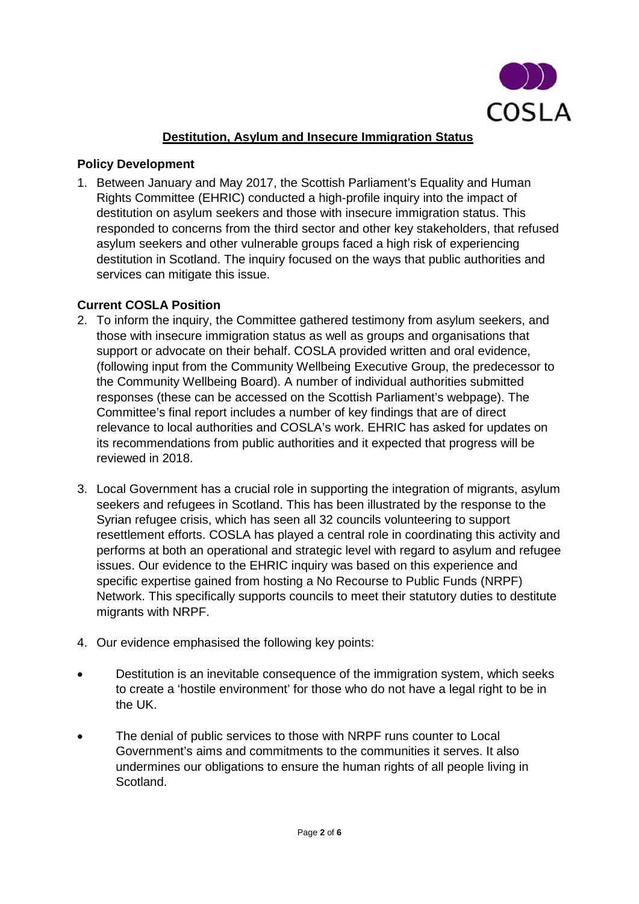## Destitution, Asylum and Insecure Immigration Status

### Policy Development

1. Between January and May 2017, the Scottish Parliament's Equality and Human Rights Committee (EHRIC) conducted a high-profile inquiry into the impact of destitution on asylum seekers and those with insecure immigration status. This responded to concerns from the third sector and other key stakeholders, that refused asylum seekers and other vulnerable groups faced a high risk of experiencing destitution in Scotland. The inquiry focused on the ways that public authorities and services can mitigate this issue.

### Current COSLA Position

2. To inform the inquiry, the Committee gathered testimony from asylum seekers, and those with insecure immigration status as well as groups and organisations that support or advocate on their behalf. COSLA provided written and oral evidence, (following input from the Community Wellbeing Executive Group, the predecessor to the Community Wellbeing Board). A number of individual authorities submitted responses (these can be accessed on the Scottish Parliament's webpage). The Committee's final report includes a number of key findings that are of direct relevance to local authorities and COSLA's work. EHRIC has asked for updates on its recommendations from public authorities and it expected that progress will be reviewed in 2018.

3. Local Government has a crucial role in supporting the integration of migrants, asylum seekers and refugees in Scotland. This has been illustrated by the response to the Syrian refugee crisis, which has seen all 32 councils volunteering to support resettlement efforts. COSLA has played a central role in coordinating this activity and performs at both an operational and strategic level with regard to asylum and refugee issues. Our evidence to the EHRIC inquiry was based on this experience and specific expertise gained from hosting a No Recourse to Public Funds (NRPF) Network. This specifically supports councils to meet their statutory duties to destitute migrants with NRPF.

4. Our evidence emphasised the following key points:

- Destitution is an inevitable consequence of the immigration system, which seeks to create a 'hostile environment' for those who do not have a legal right to be in the UK.

- The denial of public services to those with NRPF runs counter to Local Government's aims and commitments to the communities it serves. It also undermines our obligations to ensure the human rights of all people living in Scotland.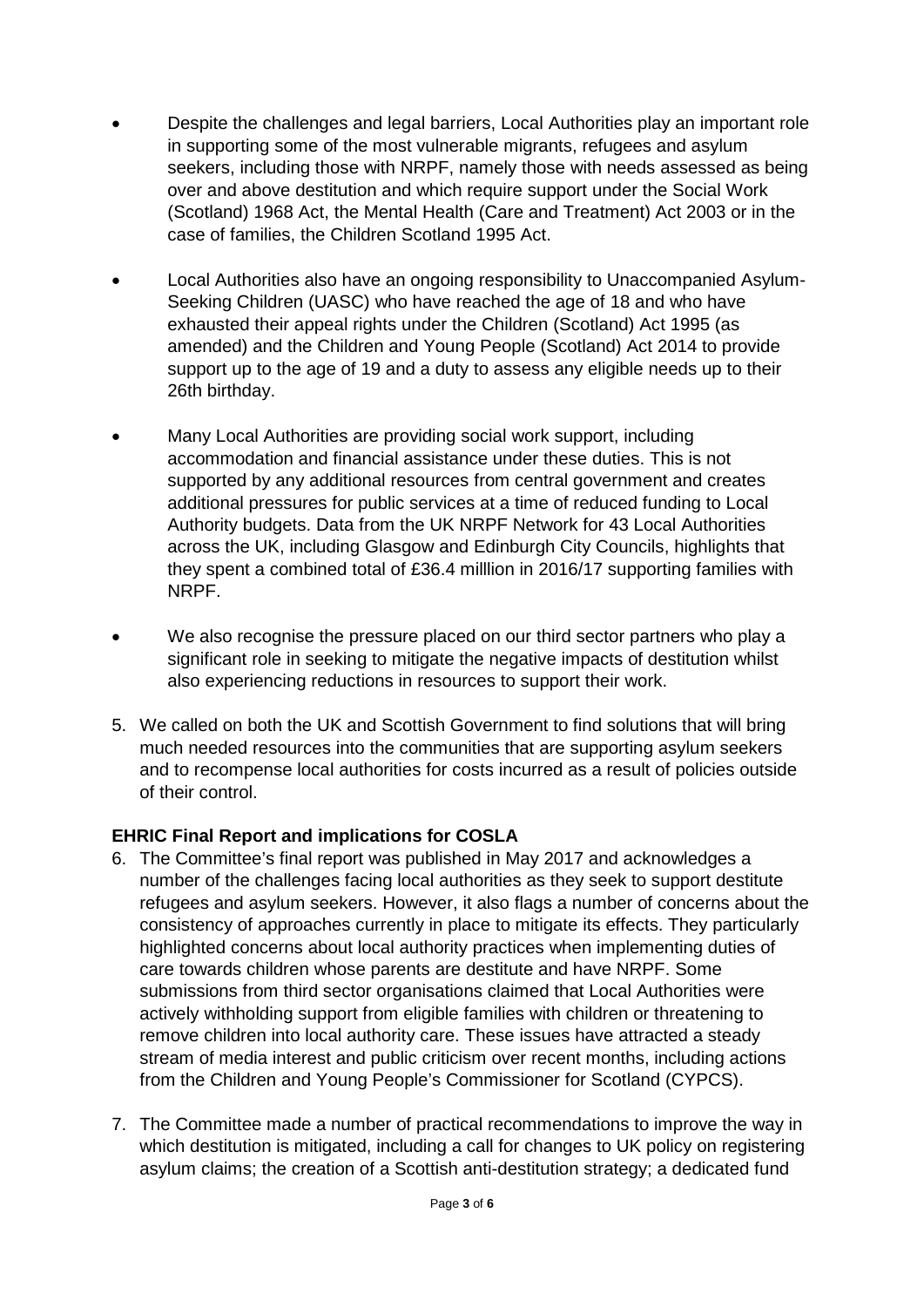- Despite the challenges and legal barriers, Local Authorities play an important role in supporting some of the most vulnerable migrants, refugees and asylum seekers, including those with NRPF, namely those with needs assessed as being over and above destitution and which require support under the Social Work (Scotland) 1968 Act, the Mental Health (Care and Treatment) Act 2003 or in the case of families, the Children Scotland 1995 Act.

- Local Authorities also have an ongoing responsibility to Unaccompanied Asylum-Seeking Children (UASC) who have reached the age of 18 and who have exhausted their appeal rights under the Children (Scotland) Act 1995 (as amended) and the Children and Young People (Scotland) Act 2014 to provide support up to the age of 19 and a duty to assess any eligible needs up to their 26th birthday.

- Many Local Authorities are providing social work support, including accommodation and financial assistance under these duties. This is not supported by any additional resources from central government and creates additional pressures for public services at a time of reduced funding to Local Authority budgets. Data from the UK NRPF Network for 43 Local Authorities across the UK, including Glasgow and Edinburgh City Councils, highlights that they spent a combined total of £36.4 milllion in 2016/17 supporting families with NRPF.

- We also recognise the pressure placed on our third sector partners who play a significant role in seeking to mitigate the negative impacts of destitution whilst also experiencing reductions in resources to support their work.

5. We called on both the UK and Scottish Government to find solutions that will bring much needed resources into the communities that are supporting asylum seekers and to recompense local authorities for costs incurred as a result of policies outside of their control.

**EHRIC Final Report and implications for COSLA**

6. The Committee's final report was published in May 2017 and acknowledges a number of the challenges facing local authorities as they seek to support destitute refugees and asylum seekers. However, it also flags a number of concerns about the consistency of approaches currently in place to mitigate its effects. They particularly highlighted concerns about local authority practices when implementing duties of care towards children whose parents are destitute and have NRPF. Some submissions from third sector organisations claimed that Local Authorities were actively withholding support from eligible families with children or threatening to remove children into local authority care. These issues have attracted a steady stream of media interest and public criticism over recent months, including actions from the Children and Young People's Commissioner for Scotland (CYPCS).

7. The Committee made a number of practical recommendations to improve the way in which destitution is mitigated, including a call for changes to UK policy on registering asylum claims; the creation of a Scottish anti-destitution strategy; a dedicated fund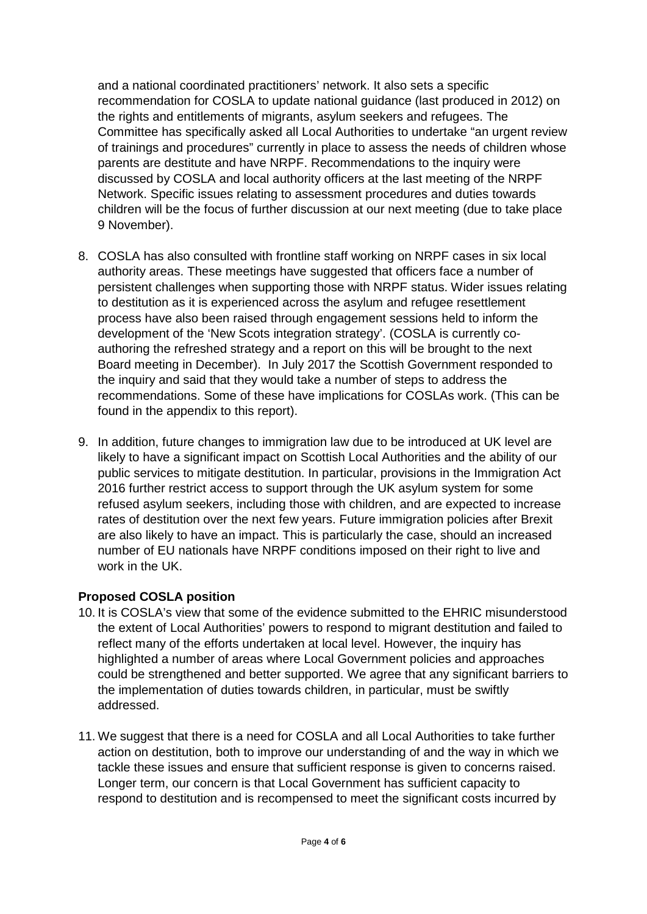and a national coordinated practitioners' network. It also sets a specific recommendation for COSLA to update national guidance (last produced in 2012) on the rights and entitlements of migrants, asylum seekers and refugees. The Committee has specifically asked all Local Authorities to undertake "an urgent review of trainings and procedures" currently in place to assess the needs of children whose parents are destitute and have NRPF. Recommendations to the inquiry were discussed by COSLA and local authority officers at the last meeting of the NRPF Network. Specific issues relating to assessment procedures and duties towards children will be the focus of further discussion at our next meeting (due to take place 9 November).

8. COSLA has also consulted with frontline staff working on NRPF cases in six local authority areas. These meetings have suggested that officers face a number of persistent challenges when supporting those with NRPF status. Wider issues relating to destitution as it is experienced across the asylum and refugee resettlement process have also been raised through engagement sessions held to inform the development of the 'New Scots integration strategy'. (COSLA is currently co-authoring the refreshed strategy and a report on this will be brought to the next Board meeting in December). In July 2017 the Scottish Government responded to the inquiry and said that they would take a number of steps to address the recommendations. Some of these have implications for COSLAs work. (This can be found in the appendix to this report).

9. In addition, future changes to immigration law due to be introduced at UK level are likely to have a significant impact on Scottish Local Authorities and the ability of our public services to mitigate destitution. In particular, provisions in the Immigration Act 2016 further restrict access to support through the UK asylum system for some refused asylum seekers, including those with children, and are expected to increase rates of destitution over the next few years. Future immigration policies after Brexit are also likely to have an impact. This is particularly the case, should an increased number of EU nationals have NRPF conditions imposed on their right to live and work in the UK.

**Proposed COSLA position**

10. It is COSLA's view that some of the evidence submitted to the EHRIC misunderstood the extent of Local Authorities' powers to respond to migrant destitution and failed to reflect many of the efforts undertaken at local level. However, the inquiry has highlighted a number of areas where Local Government policies and approaches could be strengthened and better supported. We agree that any significant barriers to the implementation of duties towards children, in particular, must be swiftly addressed.

11. We suggest that there is a need for COSLA and all Local Authorities to take further action on destitution, both to improve our understanding of and the way in which we tackle these issues and ensure that sufficient response is given to concerns raised. Longer term, our concern is that Local Government has sufficient capacity to respond to destitution and is recompensed to meet the significant costs incurred by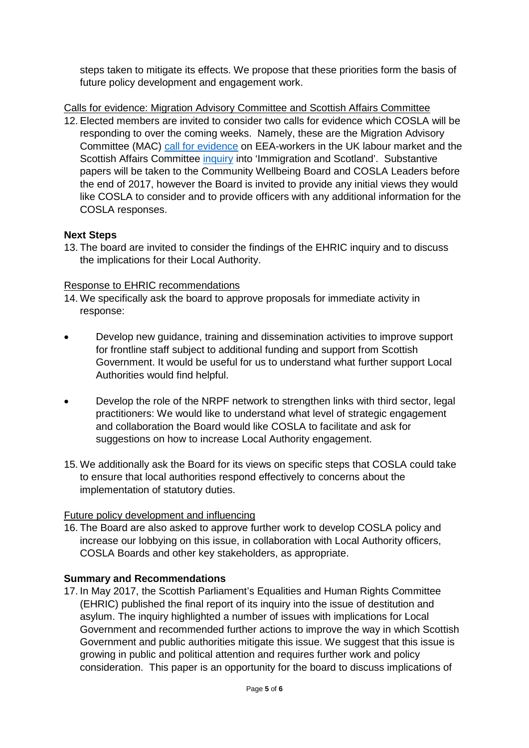steps taken to mitigate its effects. We propose that these priorities form the basis of future policy development and engagement work.

<u>Calls for evidence: Migration Advisory Committee and Scottish Affairs Committee</u>

12. Elected members are invited to consider two calls for evidence which COSLA will be responding to over the coming weeks. Namely, these are the Migration Advisory Committee (MAC) call for evidence on EEA-workers in the UK labour market and the Scottish Affairs Committee inquiry into 'Immigration and Scotland'. Substantive papers will be taken to the Community Wellbeing Board and COSLA Leaders before the end of 2017, however the Board is invited to provide any initial views they would like COSLA to consider and to provide officers with any additional information for the COSLA responses.

**Next Steps**

13. The board are invited to consider the findings of the EHRIC inquiry and to discuss the implications for their Local Authority.

<u>Response to EHRIC recommendations</u>

14. We specifically ask the board to approve proposals for immediate activity in response:

- Develop new guidance, training and dissemination activities to improve support for frontline staff subject to additional funding and support from Scottish Government. It would be useful for us to understand what further support Local Authorities would find helpful.

- Develop the role of the NRPF network to strengthen links with third sector, legal practitioners: We would like to understand what level of strategic engagement and collaboration the Board would like COSLA to facilitate and ask for suggestions on how to increase Local Authority engagement.

15. We additionally ask the Board for its views on specific steps that COSLA could take to ensure that local authorities respond effectively to concerns about the implementation of statutory duties.

<u>Future policy development and influencing</u>

16. The Board are also asked to approve further work to develop COSLA policy and increase our lobbying on this issue, in collaboration with Local Authority officers, COSLA Boards and other key stakeholders, as appropriate.

**Summary and Recommendations**

17. In May 2017, the Scottish Parliament's Equalities and Human Rights Committee (EHRIC) published the final report of its inquiry into the issue of destitution and asylum. The inquiry highlighted a number of issues with implications for Local Government and recommended further actions to improve the way in which Scottish Government and public authorities mitigate this issue. We suggest that this issue is growing in public and political attention and requires further work and policy consideration. This paper is an opportunity for the board to discuss implications of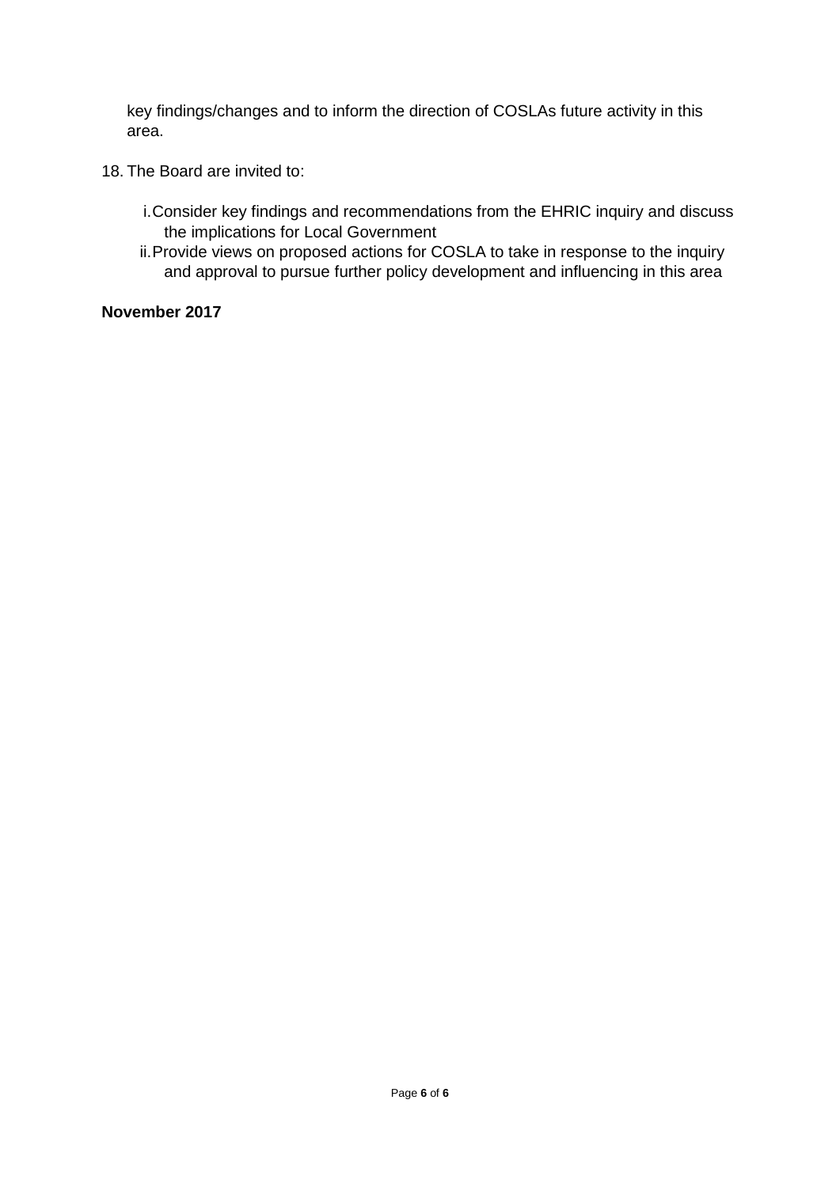key findings/changes and to inform the direction of COSLAs future activity in this area.

18. The Board are invited to:

    i. Consider key findings and recommendations from the EHRIC inquiry and discuss the implications for Local Government
    ii. Provide views on proposed actions for COSLA to take in response to the inquiry and approval to pursue further policy development and influencing in this area

**November 2017**